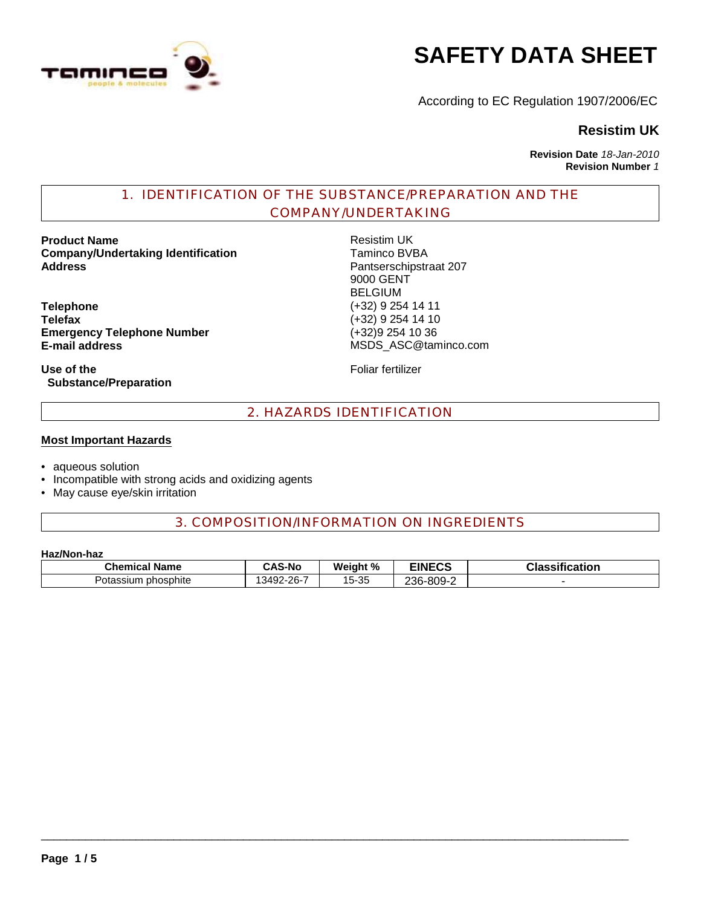# SAFETY DATA SHEET

According to EC Regulation 1907/2006/EC

**Resistim UK**

**Revision Date** *18-Jan-2010*
**Revision Number** *1*

## 1. IDENTIFICATION OF THE SUBSTANCE/PREPARATION AND THE COMPANY/UNDERTAKING

**Product Name** Resistim UK
**Company/Undertaking Identification** Taminco BVBA
**Address** Pantserschipstraat 207
9000 GENT
BELGIUM

**Telephone** (+32) 9 254 14 11
**Telefax** (+32) 9 254 14 10
**Emergency Telephone Number** (+32)9 254 10 36
**E-mail address** MSDS_ASC@taminco.com

**Use of the Substance/Preparation** Foliar fertilizer

## 2. HAZARDS IDENTIFICATION

**Most Important Hazards**

- aqueous solution
- Incompatible with strong acids and oxidizing agents
- May cause eye/skin irritation

## 3. COMPOSITION/INFORMATION ON INGREDIENTS

**Haz/Non-haz**

| Chemical Name | CAS-No | Weight % | EINECS | Classification |
|---|---|---|---|---|
| Potassium phosphite | 13492-26-7 | 15-35 | 236-809-2 | - |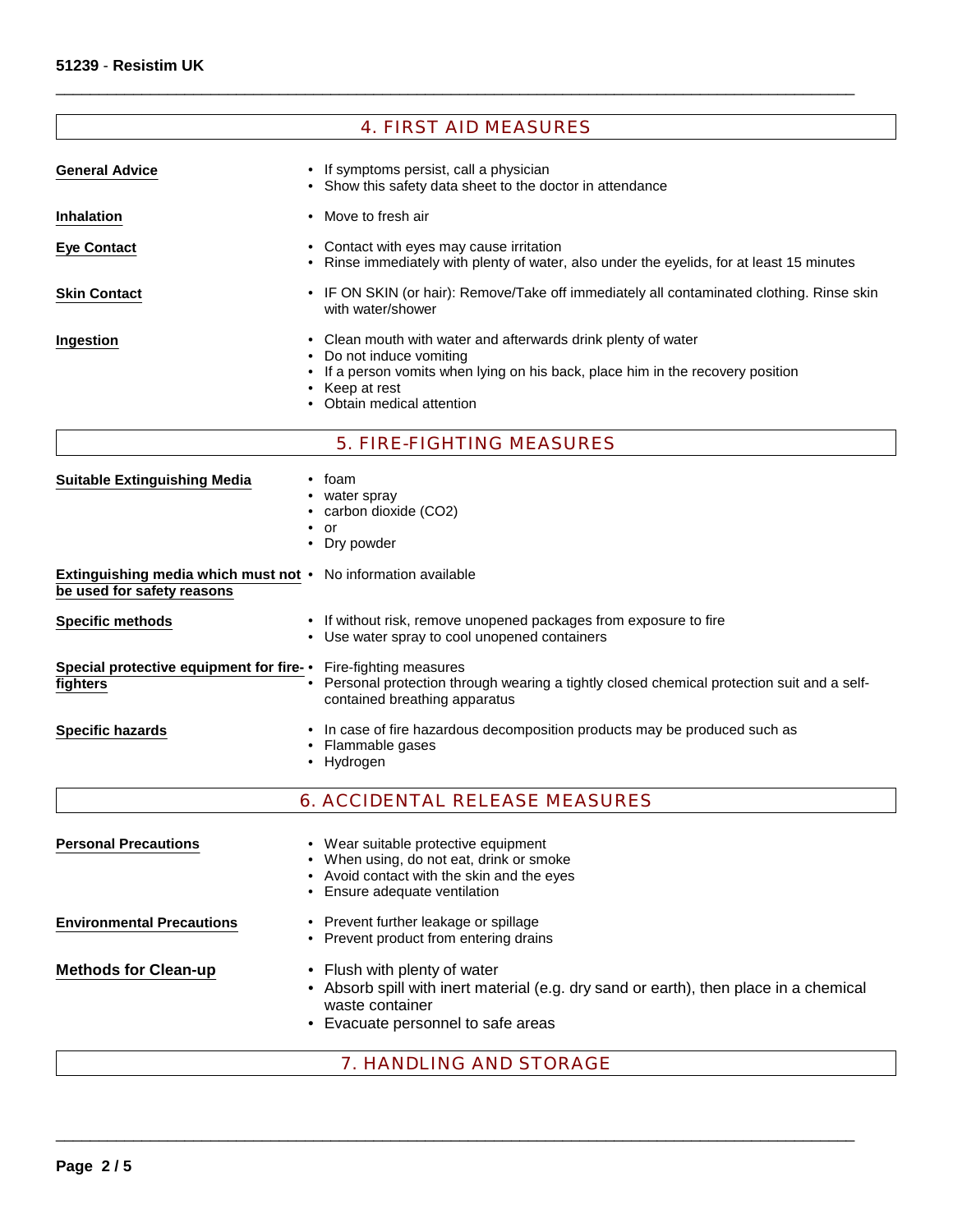## 4. FIRST AID MEASURES

**General Advice**
- If symptoms persist, call a physician
- Show this safety data sheet to the doctor in attendance

**Inhalation**
- Move to fresh air

**Eye Contact**
- Contact with eyes may cause irritation
- Rinse immediately with plenty of water, also under the eyelids, for at least 15 minutes

**Skin Contact**
- IF ON SKIN (or hair): Remove/Take off immediately all contaminated clothing. Rinse skin with water/shower

**Ingestion**
- Clean mouth with water and afterwards drink plenty of water
- Do not induce vomiting
- If a person vomits when lying on his back, place him in the recovery position
- Keep at rest
- Obtain medical attention

## 5. FIRE-FIGHTING MEASURES

**Suitable Extinguishing Media**
- foam
- water spray
- carbon dioxide ($CO_2$)
- or
- Dry powder

**Extinguishing media which must not be used for safety reasons**
- No information available

**Specific methods**
- If without risk, remove unopened packages from exposure to fire
- Use water spray to cool unopened containers

**Special protective equipment for fire-fighters**
- Fire-fighting measures
- Personal protection through wearing a tightly closed chemical protection suit and a self-contained breathing apparatus

**Specific hazards**
- In case of fire hazardous decomposition products may be produced such as
- Flammable gases
- Hydrogen

## 6. ACCIDENTAL RELEASE MEASURES

**Personal Precautions**
- Wear suitable protective equipment
- When using, do not eat, drink or smoke
- Avoid contact with the skin and the eyes
- Ensure adequate ventilation

**Environmental Precautions**
- Prevent further leakage or spillage
- Prevent product from entering drains

**Methods for Clean-up**
- Flush with plenty of water
- Absorb spill with inert material (e.g. dry sand or earth), then place in a chemical waste container
- Evacuate personnel to safe areas

## 7. HANDLING AND STORAGE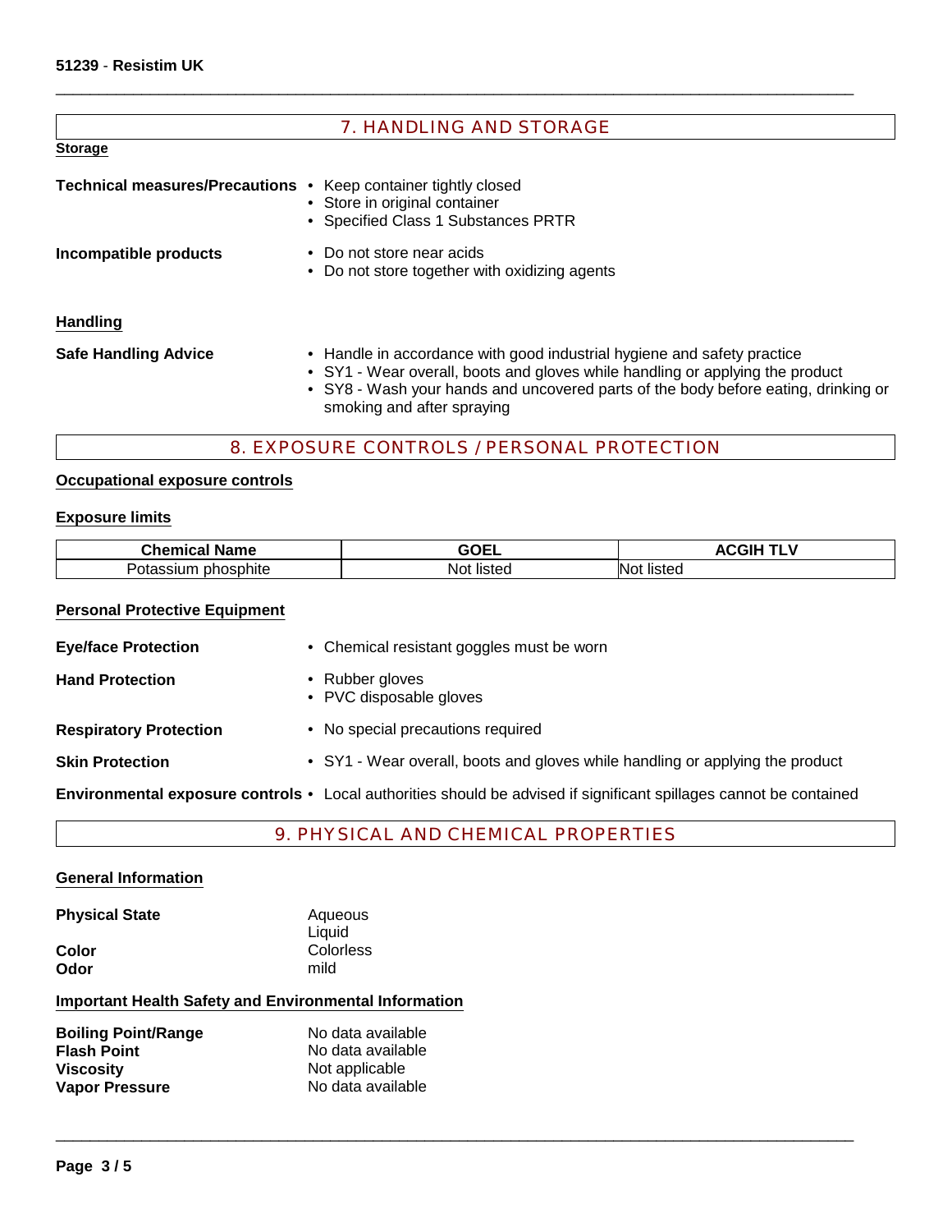## 7. HANDLING AND STORAGE

**Storage**

**Technical measures/Precautions**
- Keep container tightly closed
- Store in original container
- Specified Class 1 Substances PRTR

**Incompatible products**
- Do not store near acids
- Do not store together with oxidizing agents

**Handling**

**Safe Handling Advice**
- Handle in accordance with good industrial hygiene and safety practice
- SY1 - Wear overall, boots and gloves while handling or applying the product
- SY8 - Wash your hands and uncovered parts of the body before eating, drinking or smoking and after spraying

## 8. EXPOSURE CONTROLS / PERSONAL PROTECTION

**Occupational exposure controls**

**Exposure limits**

| Chemical Name | GOEL | ACGIH TLV |
|---|---|---|
| Potassium phosphite | Not listed | Not listed |

**Personal Protective Equipment**

**Eye/face Protection**
- Chemical resistant goggles must be worn

**Hand Protection**
- Rubber gloves
- PVC disposable gloves

**Respiratory Protection**
- No special precautions required

**Skin Protection**
- SY1 - Wear overall, boots and gloves while handling or applying the product

**Environmental exposure controls**
- Local authorities should be advised if significant spillages cannot be contained

## 9. PHYSICAL AND CHEMICAL PROPERTIES

**General Information**

**Physical State** Aqueous Liquid
**Color** Colorless
**Odor** mild

**Important Health Safety and Environmental Information**

**Boiling Point/Range** No data available
**Flash Point** No data available
**Viscosity** Not applicable
**Vapor Pressure** No data available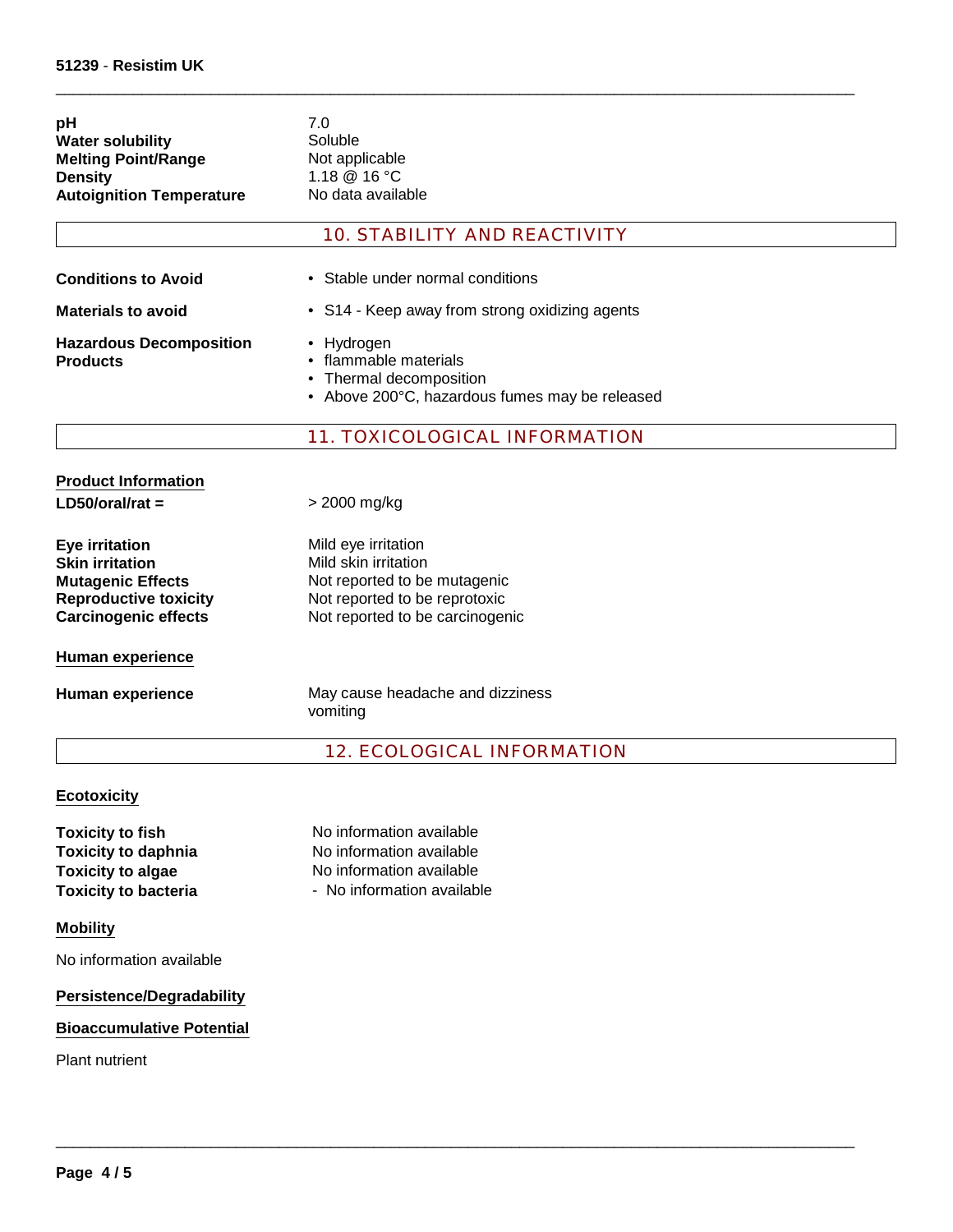| | |
|---|---|
| **pH** | 7.0 |
| **Water solubility** | Soluble |
| **Melting Point/Range** | Not applicable |
| **Density** | 1.18 @ 16 °C |
| **Autoignition Temperature** | No data available |

## 10. STABILITY AND REACTIVITY

| | |
|---|---|
| **Conditions to Avoid** | • Stable under normal conditions |
| **Materials to avoid** | • S14 - Keep away from strong oxidizing agents |
| **Hazardous Decomposition Products** | • Hydrogen<br>• flammable materials<br>• Thermal decomposition<br>• Above 200°C, hazardous fumes may be released |

## 11. TOXICOLOGICAL INFORMATION

**Product Information**

| | |
|---|---|
| **LD50/oral/rat =** | > 2000 mg/kg |
| **Eye irritation** | Mild eye irritation |
| **Skin irritation** | Mild skin irritation |
| **Mutagenic Effects** | Not reported to be mutagenic |
| **Reproductive toxicity** | Not reported to be reprotoxic |
| **Carcinogenic effects** | Not reported to be carcinogenic |

**Human experience**

| | |
|---|---|
| **Human experience** | May cause headache and dizziness<br>vomiting |

## 12. ECOLOGICAL INFORMATION

**Ecotoxicity**

| | |
|---|---|
| **Toxicity to fish** | No information available |
| **Toxicity to daphnia** | No information available |
| **Toxicity to algae** | No information available |
| **Toxicity to bacteria** | - No information available |

**Mobility**

No information available

**Persistence/Degradability**

**Bioaccumulative Potential**

Plant nutrient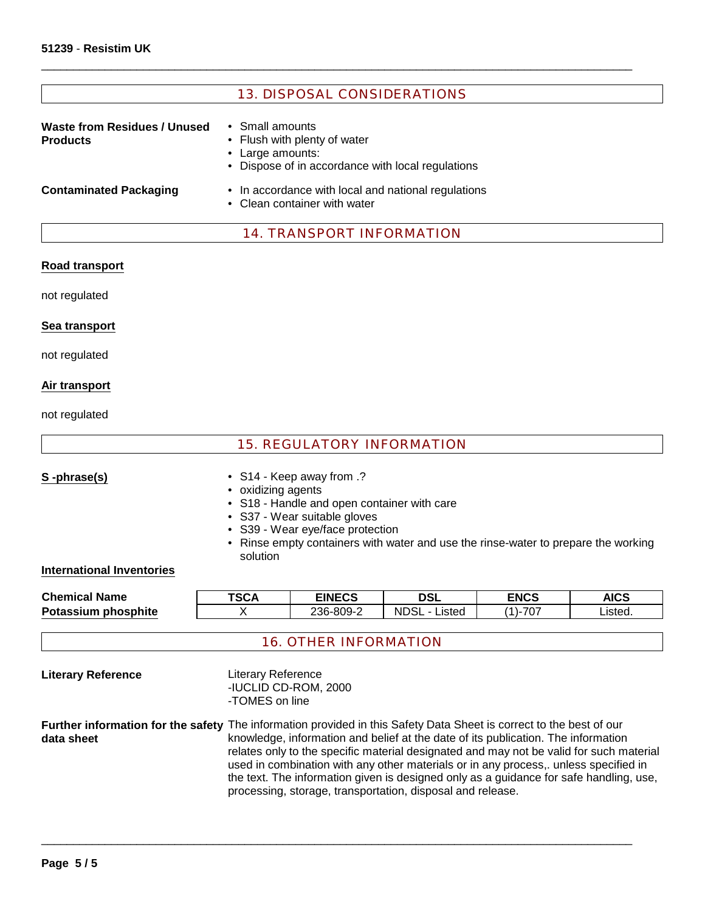## 13. DISPOSAL CONSIDERATIONS

**Waste from Residues / Unused Products**

- Small amounts
- Flush with plenty of water
- Large amounts:
- Dispose of in accordance with local regulations

**Contaminated Packaging**

- In accordance with local and national regulations
- Clean container with water

## 14. TRANSPORT INFORMATION

**Road transport**

not regulated

**Sea transport**

not regulated

**Air transport**

not regulated

## 15. REGULATORY INFORMATION

**S -phrase(s)**

- S14 - Keep away from .?
- oxidizing agents
- S18 - Handle and open container with care
- S37 - Wear suitable gloves
- S39 - Wear eye/face protection
- Rinse empty containers with water and use the rinse-water to prepare the working solution

**International Inventories**

| Chemical Name | TSCA | EINECS | DSL | ENCS | AICS |
|---|---|---|---|---|---|
| Potassium phosphite | X | 236-809-2 | NDSL - Listed | (1)-707 | Listed. |

## 16. OTHER INFORMATION

**Literary Reference**

Literary Reference
-IUCLID CD-ROM, 2000
-TOMES on line

**Further information for the safety data sheet**

The information provided in this Safety Data Sheet is correct to the best of our knowledge, information and belief at the date of its publication. The information relates only to the specific material designated and may not be valid for such material used in combination with any other materials or in any process,. unless specified in the text. The information given is designed only as a guidance for safe handling, use, processing, storage, transportation, disposal and release.